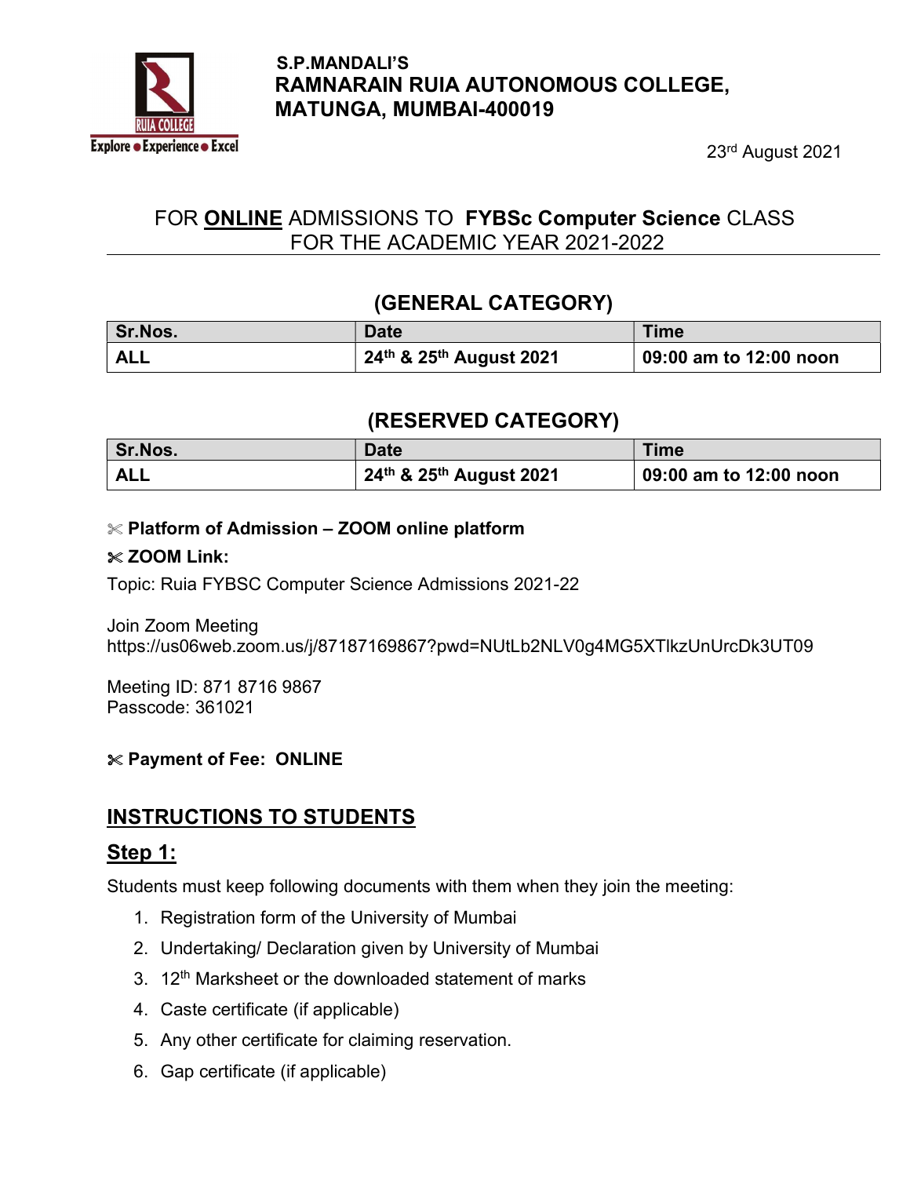**S.P.MANDALI'S**
**RAMNARAIN RUIA AUTONOMOUS COLLEGE,**
**MATUNGA, MUMBAI-400019**

23rd August 2021

# FOR **ONLINE** ADMISSIONS TO **FYBSc Computer Science** CLASS FOR THE ACADEMIC YEAR 2021-2022

## (GENERAL CATEGORY)

| Sr.Nos. | Date | Time |
|---|---|---|
| **ALL** | **24th & 25th August 2021** | **09:00 am to 12:00 noon** |

## (RESERVED CATEGORY)

| Sr.Nos. | Date | Time |
|---|---|---|
| **ALL** | **24th & 25th August 2021** | **09:00 am to 12:00 noon** |

✂ **Platform of Admission – ZOOM online platform**

✂ **ZOOM Link:**

Topic: Ruia FYBSC Computer Science Admissions 2021-22

Join Zoom Meeting
https://us06web.zoom.us/j/87187169867?pwd=NUtLb2NLV0g4MG5XTlkzUnUrcDk3UT09

Meeting ID: 871 8716 9867
Passcode: 361021

✂ **Payment of Fee: ONLINE**

## INSTRUCTIONS TO STUDENTS

### Step 1:

Students must keep following documents with them when they join the meeting:

1. Registration form of the University of Mumbai
2. Undertaking/ Declaration given by University of Mumbai
3. 12th Marksheet or the downloaded statement of marks
4. Caste certificate (if applicable)
5. Any other certificate for claiming reservation.
6. Gap certificate (if applicable)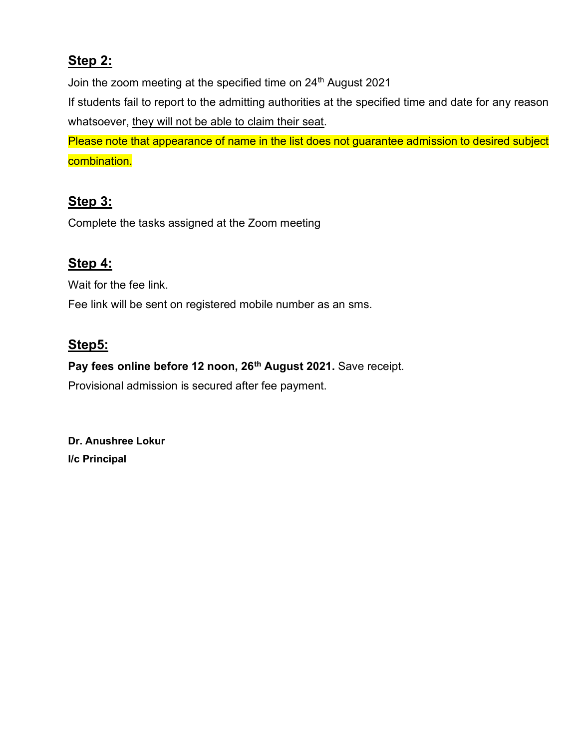## Step 2:

Join the zoom meeting at the specified time on 24th August 2021

If students fail to report to the admitting authorities at the specified time and date for any reason whatsoever, they will not be able to claim their seat.

Please note that appearance of name in the list does not guarantee admission to desired subject combination.

## Step 3:

Complete the tasks assigned at the Zoom meeting

## Step 4:

Wait for the fee link.

Fee link will be sent on registered mobile number as an sms.

## Step5:

**Pay fees online before 12 noon, 26th August 2021.** Save receipt.

Provisional admission is secured after fee payment.

**Dr. Anushree Lokur**

**I/c Principal**